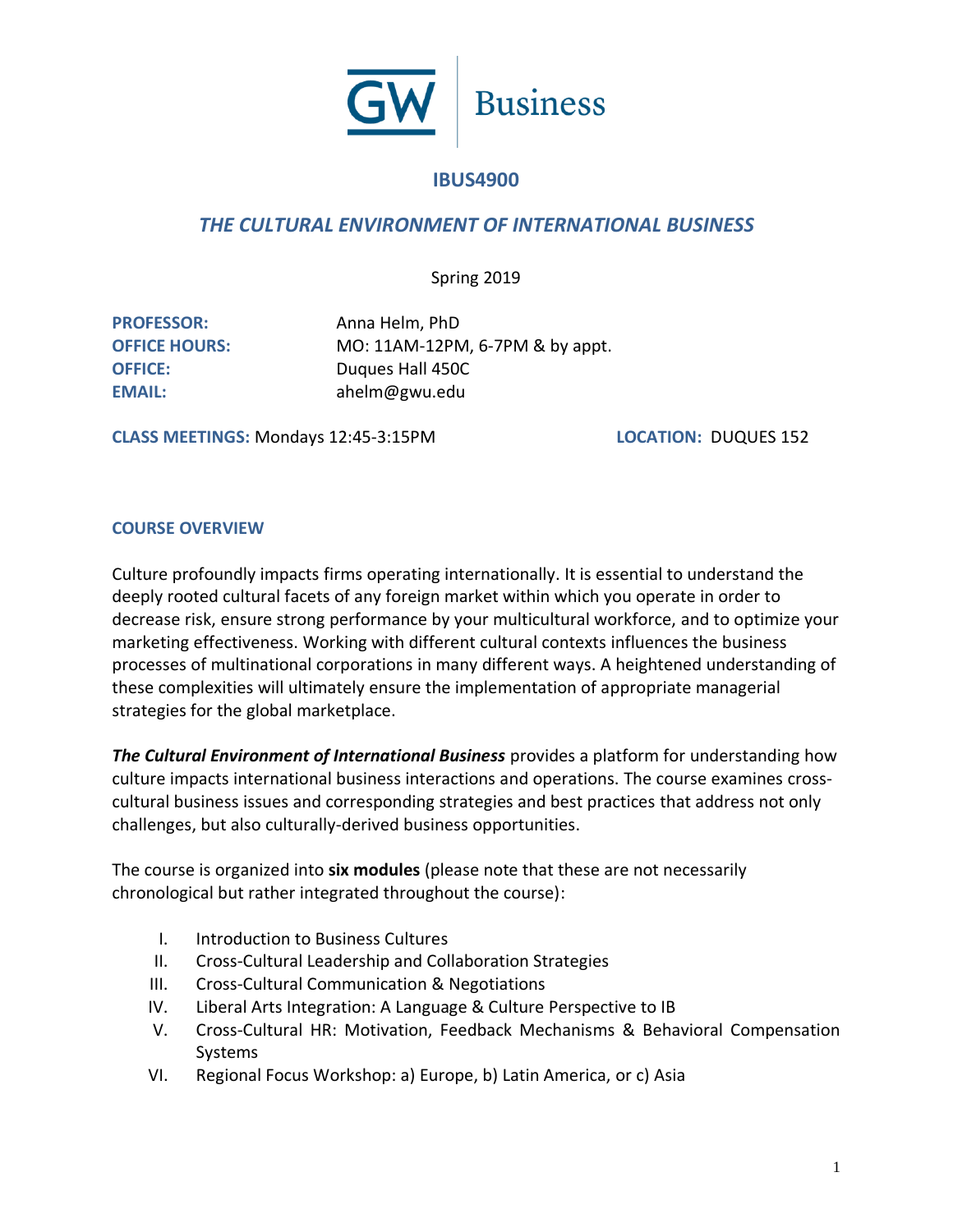GW | Business

# IBUS4900

## *THE CULTURAL ENVIRONMENT OF INTERNATIONAL BUSINESS*

Spring 2019

**PROFESSOR:** Anna Helm, PhD
**OFFICE HOURS:** MO: 11AM-12PM, 6-7PM & by appt.
**OFFICE:** Duques Hall 450C
**EMAIL:** ahelm@gwu.edu

**CLASS MEETINGS:** Mondays 12:45-3:15PM **LOCATION:** DUQUES 152

### COURSE OVERVIEW

Culture profoundly impacts firms operating internationally. It is essential to understand the deeply rooted cultural facets of any foreign market within which you operate in order to decrease risk, ensure strong performance by your multicultural workforce, and to optimize your marketing effectiveness. Working with different cultural contexts influences the business processes of multinational corporations in many different ways. A heightened understanding of these complexities will ultimately ensure the implementation of appropriate managerial strategies for the global marketplace.

***The Cultural Environment of International Business*** provides a platform for understanding how culture impacts international business interactions and operations. The course examines cross-cultural business issues and corresponding strategies and best practices that address not only challenges, but also culturally-derived business opportunities.

The course is organized into **six modules** (please note that these are not necessarily chronological but rather integrated throughout the course):

I. Introduction to Business Cultures
II. Cross-Cultural Leadership and Collaboration Strategies
III. Cross-Cultural Communication & Negotiations
IV. Liberal Arts Integration: A Language & Culture Perspective to IB
V. Cross-Cultural HR: Motivation, Feedback Mechanisms & Behavioral Compensation Systems
VI. Regional Focus Workshop: a) Europe, b) Latin America, or c) Asia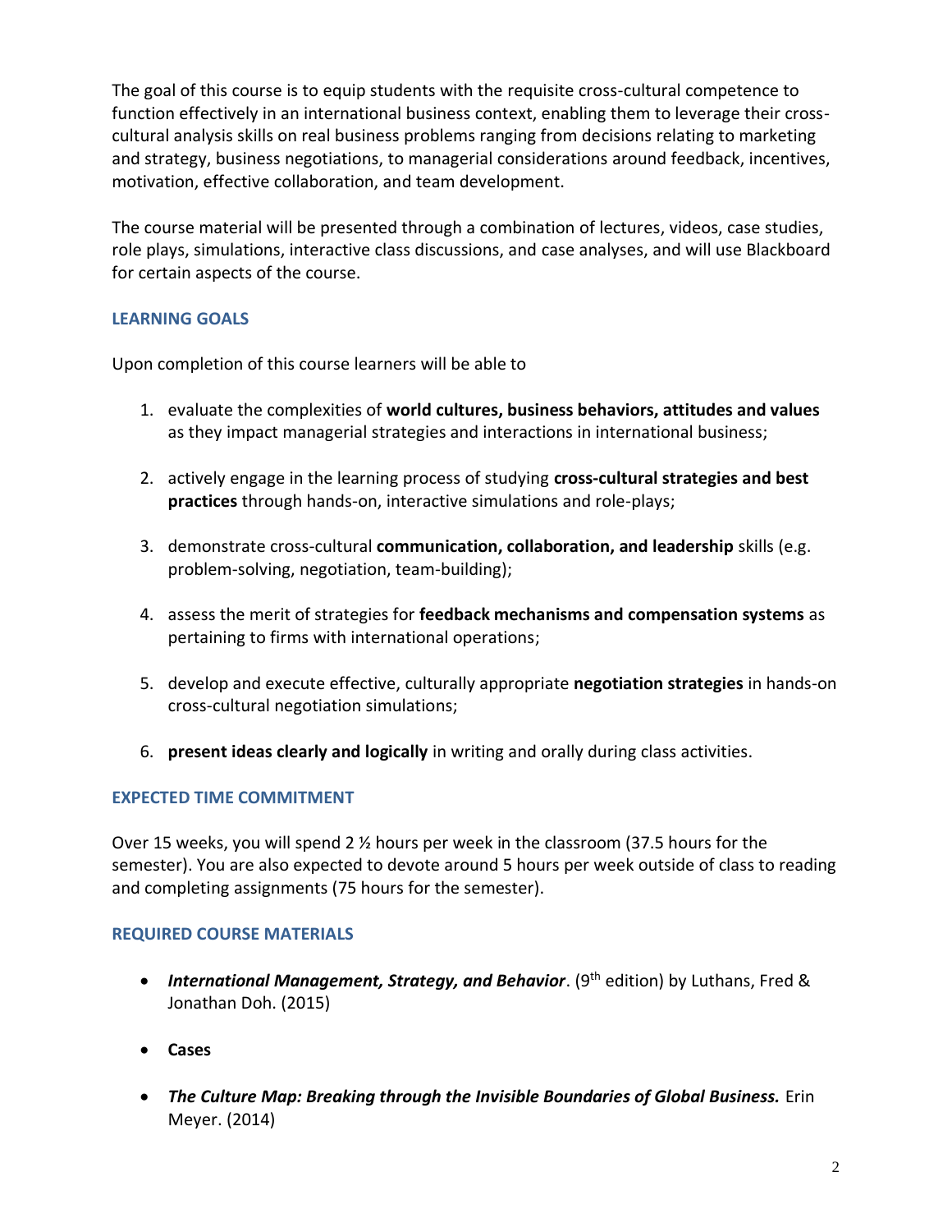The goal of this course is to equip students with the requisite cross-cultural competence to function effectively in an international business context, enabling them to leverage their cross-cultural analysis skills on real business problems ranging from decisions relating to marketing and strategy, business negotiations, to managerial considerations around feedback, incentives, motivation, effective collaboration, and team development.

The course material will be presented through a combination of lectures, videos, case studies, role plays, simulations, interactive class discussions, and case analyses, and will use Blackboard for certain aspects of the course.

## LEARNING GOALS

Upon completion of this course learners will be able to

1. evaluate the complexities of **world cultures, business behaviors, attitudes and values** as they impact managerial strategies and interactions in international business;

2. actively engage in the learning process of studying **cross-cultural strategies and best practices** through hands-on, interactive simulations and role-plays;

3. demonstrate cross-cultural **communication, collaboration, and leadership** skills (e.g. problem-solving, negotiation, team-building);

4. assess the merit of strategies for **feedback mechanisms and compensation systems** as pertaining to firms with international operations;

5. develop and execute effective, culturally appropriate **negotiation strategies** in hands-on cross-cultural negotiation simulations;

6. **present ideas clearly and logically** in writing and orally during class activities.

## EXPECTED TIME COMMITMENT

Over 15 weeks, you will spend 2 ½ hours per week in the classroom (37.5 hours for the semester). You are also expected to devote around 5 hours per week outside of class to reading and completing assignments (75 hours for the semester).

## REQUIRED COURSE MATERIALS

- ***International Management, Strategy, and Behavior***. (9th edition) by Luthans, Fred & Jonathan Doh. (2015)

- **Cases**

- ***The Culture Map: Breaking through the Invisible Boundaries of Global Business.*** Erin Meyer. (2014)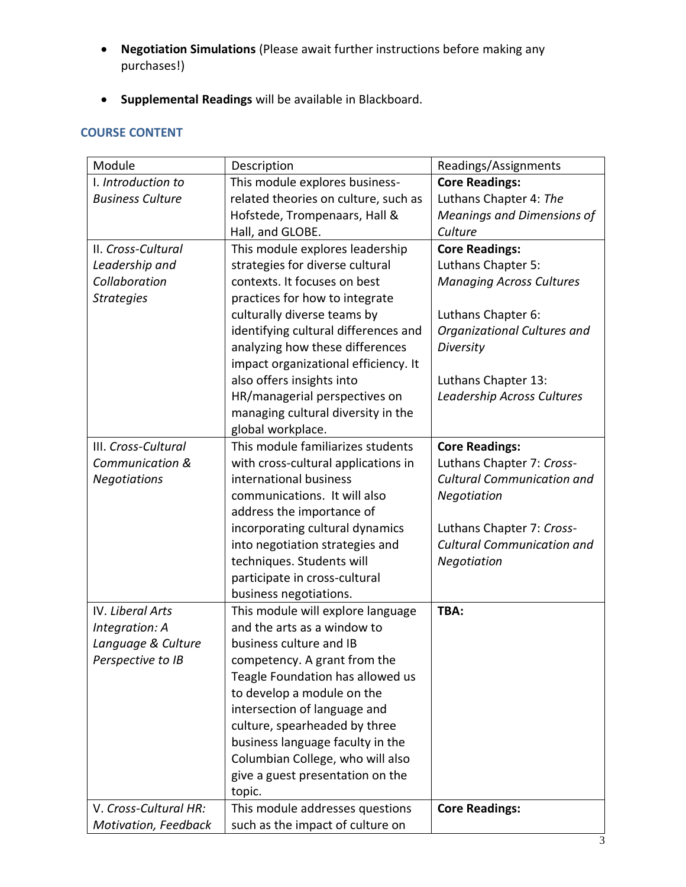- **Negotiation Simulations** (Please await further instructions before making any purchases!)

- **Supplemental Readings** will be available in Blackboard.

## COURSE CONTENT

| Module | Description | Readings/Assignments |
|---|---|---|
| I. *Introduction to Business Culture* | This module explores business-related theories on culture, such as Hofstede, Trompenaars, Hall & Hall, and GLOBE. | **Core Readings:** Luthans Chapter 4: *The Meanings and Dimensions of Culture* |
| II. *Cross-Cultural Leadership and Collaboration Strategies* | This module explores leadership strategies for diverse cultural contexts. It focuses on best practices for how to integrate culturally diverse teams by identifying cultural differences and analyzing how these differences impact organizational efficiency. It also offers insights into HR/managerial perspectives on managing cultural diversity in the global workplace. | **Core Readings:** Luthans Chapter 5: *Managing Across Cultures*<br><br>Luthans Chapter 6: *Organizational Cultures and Diversity*<br><br>Luthans Chapter 13: *Leadership Across Cultures* |
| III. *Cross-Cultural Communication & Negotiations* | This module familiarizes students with cross-cultural applications in international business communications. It will also address the importance of incorporating cultural dynamics into negotiation strategies and techniques. Students will participate in cross-cultural business negotiations. | **Core Readings:** Luthans Chapter 7: *Cross-Cultural Communication and Negotiation*<br><br>Luthans Chapter 7: *Cross-Cultural Communication and Negotiation* |
| IV. *Liberal Arts Integration: A Language & Culture Perspective to IB* | This module will explore language and the arts as a window to business culture and IB competency. A grant from the Teagle Foundation has allowed us to develop a module on the intersection of language and culture, spearheaded by three business language faculty in the Columbian College, who will also give a guest presentation on the topic. | **TBA:** |
| V. *Cross-Cultural HR: Motivation, Feedback* | This module addresses questions such as the impact of culture on | **Core Readings:** |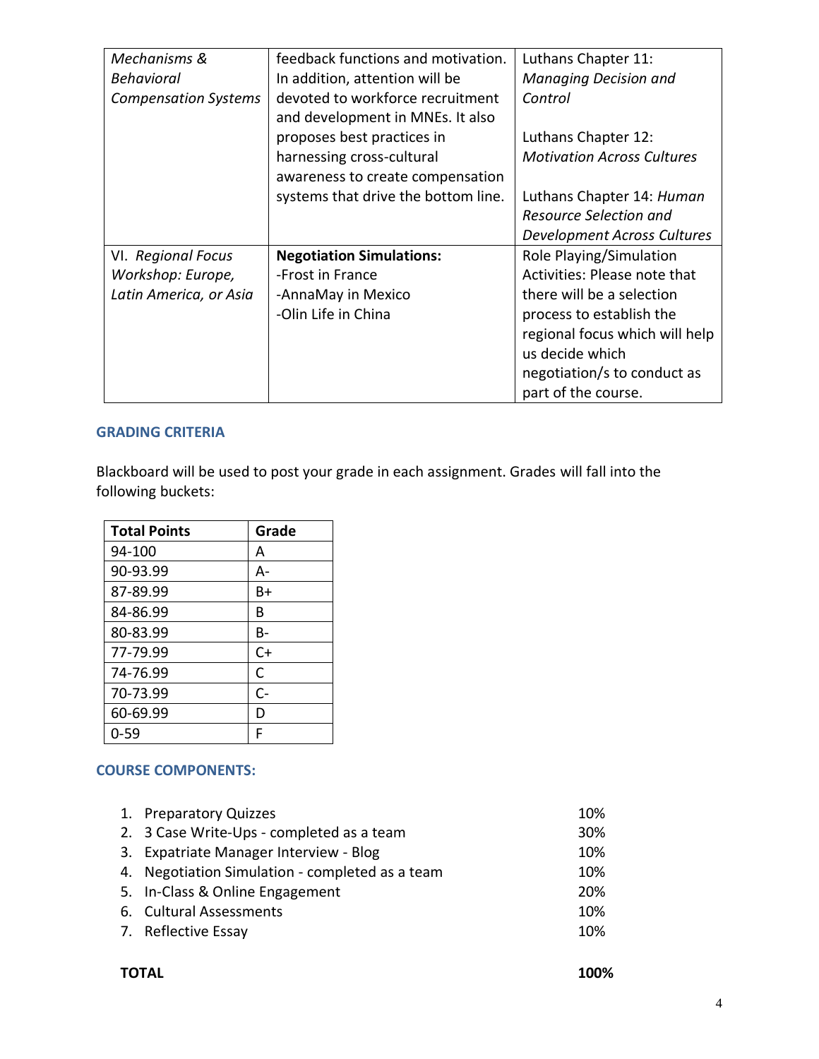| | | |
|---|---|---|
| *Mechanisms & Behavioral Compensation Systems* | feedback functions and motivation. In addition, attention will be devoted to workforce recruitment and development in MNEs. It also proposes best practices in harnessing cross-cultural awareness to create compensation systems that drive the bottom line. | Luthans Chapter 11: *Managing Decision and Control*<br><br>Luthans Chapter 12: *Motivation Across Cultures*<br><br>Luthans Chapter 14: *Human Resource Selection and Development Across Cultures* |
| VI. *Regional Focus Workshop: Europe, Latin America, or Asia* | **Negotiation Simulations:**<br>-Frost in France<br>-AnnaMay in Mexico<br>-Olin Life in China | Role Playing/Simulation Activities: Please note that there will be a selection process to establish the regional focus which will help us decide which negotiation/s to conduct as part of the course. |

## GRADING CRITERIA

Blackboard will be used to post your grade in each assignment. Grades will fall into the following buckets:

| Total Points | Grade |
|---|---|
| 94-100 | A |
| 90-93.99 | A- |
| 87-89.99 | B+ |
| 84-86.99 | B |
| 80-83.99 | B- |
| 77-79.99 | C+ |
| 74-76.99 | C |
| 70-73.99 | C- |
| 60-69.99 | D |
| 0-59 | F |

## COURSE COMPONENTS:

| | |
|---|---|
| 1. Preparatory Quizzes | 10% |
| 2. 3 Case Write-Ups - completed as a team | 30% |
| 3. Expatriate Manager Interview - Blog | 10% |
| 4. Negotiation Simulation - completed as a team | 10% |
| 5. In-Class & Online Engagement | 20% |
| 6. Cultural Assessments | 10% |
| 7. Reflective Essay | 10% |
| **TOTAL** | **100%** |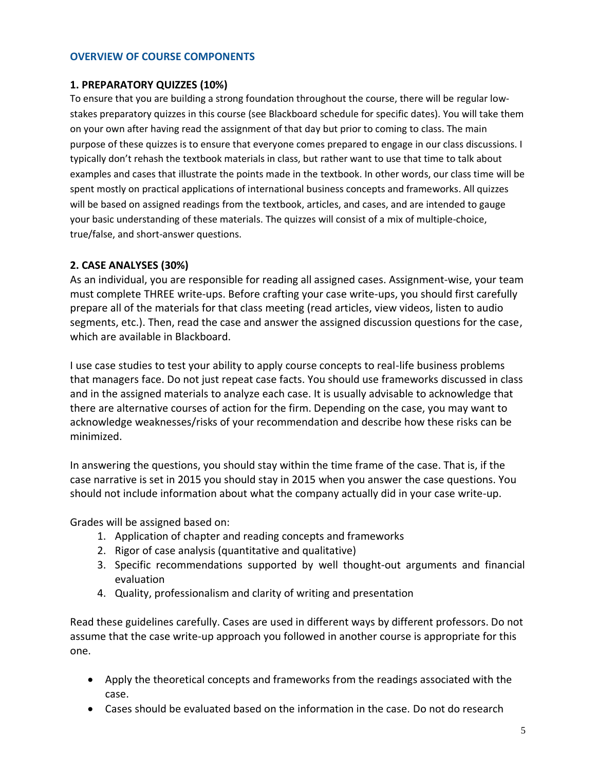## OVERVIEW OF COURSE COMPONENTS

### 1. PREPARATORY QUIZZES (10%)

To ensure that you are building a strong foundation throughout the course, there will be regular low-stakes preparatory quizzes in this course (see Blackboard schedule for specific dates). You will take them on your own after having read the assignment of that day but prior to coming to class. The main purpose of these quizzes is to ensure that everyone comes prepared to engage in our class discussions. I typically don't rehash the textbook materials in class, but rather want to use that time to talk about examples and cases that illustrate the points made in the textbook. In other words, our class time will be spent mostly on practical applications of international business concepts and frameworks. All quizzes will be based on assigned readings from the textbook, articles, and cases, and are intended to gauge your basic understanding of these materials. The quizzes will consist of a mix of multiple-choice, true/false, and short-answer questions.

### 2. CASE ANALYSES (30%)

As an individual, you are responsible for reading all assigned cases. Assignment-wise, your team must complete THREE write-ups. Before crafting your case write-ups, you should first carefully prepare all of the materials for that class meeting (read articles, view videos, listen to audio segments, etc.). Then, read the case and answer the assigned discussion questions for the case, which are available in Blackboard.

I use case studies to test your ability to apply course concepts to real-life business problems that managers face. Do not just repeat case facts. You should use frameworks discussed in class and in the assigned materials to analyze each case. It is usually advisable to acknowledge that there are alternative courses of action for the firm. Depending on the case, you may want to acknowledge weaknesses/risks of your recommendation and describe how these risks can be minimized.

In answering the questions, you should stay within the time frame of the case. That is, if the case narrative is set in 2015 you should stay in 2015 when you answer the case questions. You should not include information about what the company actually did in your case write-up.

Grades will be assigned based on:

1. Application of chapter and reading concepts and frameworks
2. Rigor of case analysis (quantitative and qualitative)
3. Specific recommendations supported by well thought-out arguments and financial evaluation
4. Quality, professionalism and clarity of writing and presentation

Read these guidelines carefully. Cases are used in different ways by different professors. Do not assume that the case write-up approach you followed in another course is appropriate for this one.

- Apply the theoretical concepts and frameworks from the readings associated with the case.
- Cases should be evaluated based on the information in the case. Do not do research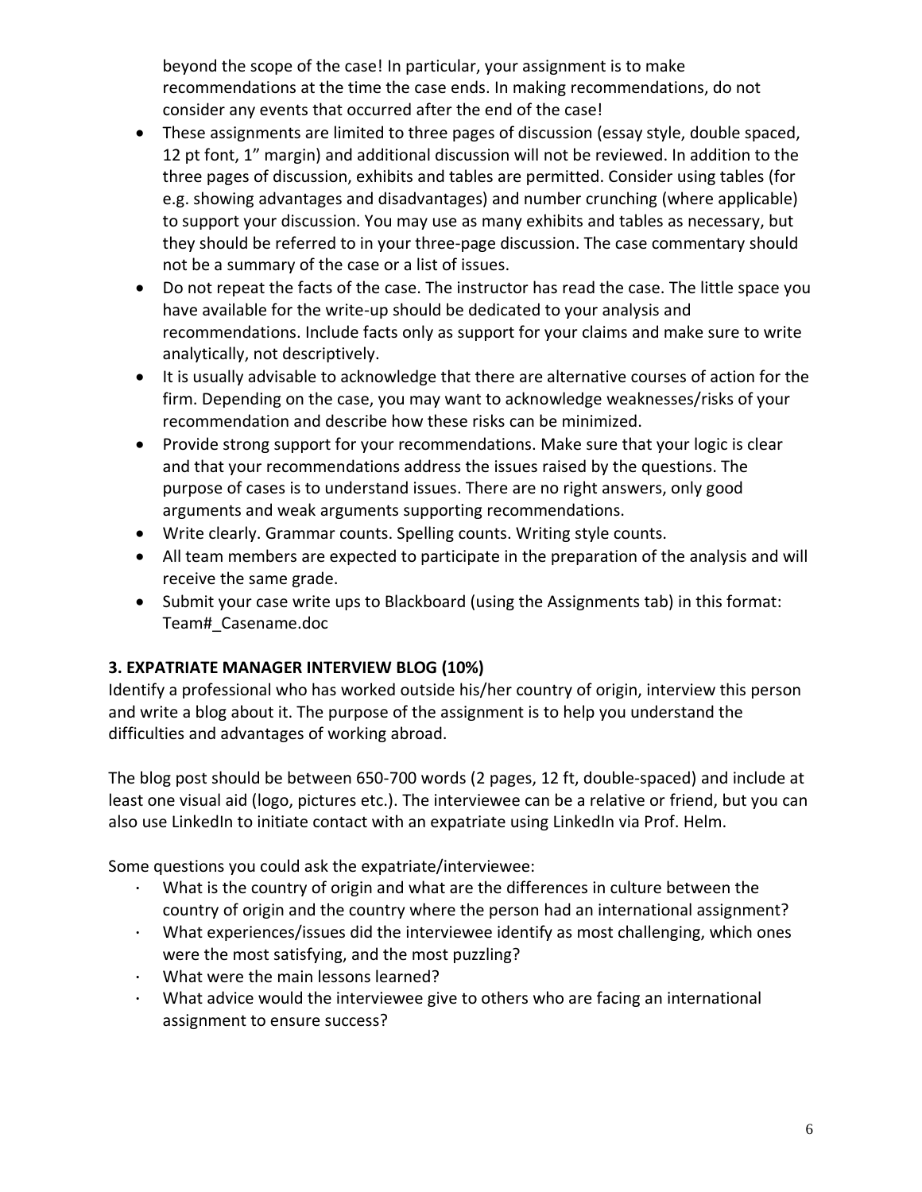beyond the scope of the case! In particular, your assignment is to make recommendations at the time the case ends. In making recommendations, do not consider any events that occurred after the end of the case!

- These assignments are limited to three pages of discussion (essay style, double spaced, 12 pt font, 1" margin) and additional discussion will not be reviewed. In addition to the three pages of discussion, exhibits and tables are permitted. Consider using tables (for e.g. showing advantages and disadvantages) and number crunching (where applicable) to support your discussion. You may use as many exhibits and tables as necessary, but they should be referred to in your three-page discussion. The case commentary should not be a summary of the case or a list of issues.
- Do not repeat the facts of the case. The instructor has read the case. The little space you have available for the write-up should be dedicated to your analysis and recommendations. Include facts only as support for your claims and make sure to write analytically, not descriptively.
- It is usually advisable to acknowledge that there are alternative courses of action for the firm. Depending on the case, you may want to acknowledge weaknesses/risks of your recommendation and describe how these risks can be minimized.
- Provide strong support for your recommendations. Make sure that your logic is clear and that your recommendations address the issues raised by the questions. The purpose of cases is to understand issues. There are no right answers, only good arguments and weak arguments supporting recommendations.
- Write clearly. Grammar counts. Spelling counts. Writing style counts.
- All team members are expected to participate in the preparation of the analysis and will receive the same grade.
- Submit your case write ups to Blackboard (using the Assignments tab) in this format: Team#_Casename.doc

**3. EXPATRIATE MANAGER INTERVIEW BLOG (10%)**

Identify a professional who has worked outside his/her country of origin, interview this person and write a blog about it. The purpose of the assignment is to help you understand the difficulties and advantages of working abroad.

The blog post should be between 650-700 words (2 pages, 12 ft, double-spaced) and include at least one visual aid (logo, pictures etc.). The interviewee can be a relative or friend, but you can also use LinkedIn to initiate contact with an expatriate using LinkedIn via Prof. Helm.

Some questions you could ask the expatriate/interviewee:

- What is the country of origin and what are the differences in culture between the country of origin and the country where the person had an international assignment?
- What experiences/issues did the interviewee identify as most challenging, which ones were the most satisfying, and the most puzzling?
- What were the main lessons learned?
- What advice would the interviewee give to others who are facing an international assignment to ensure success?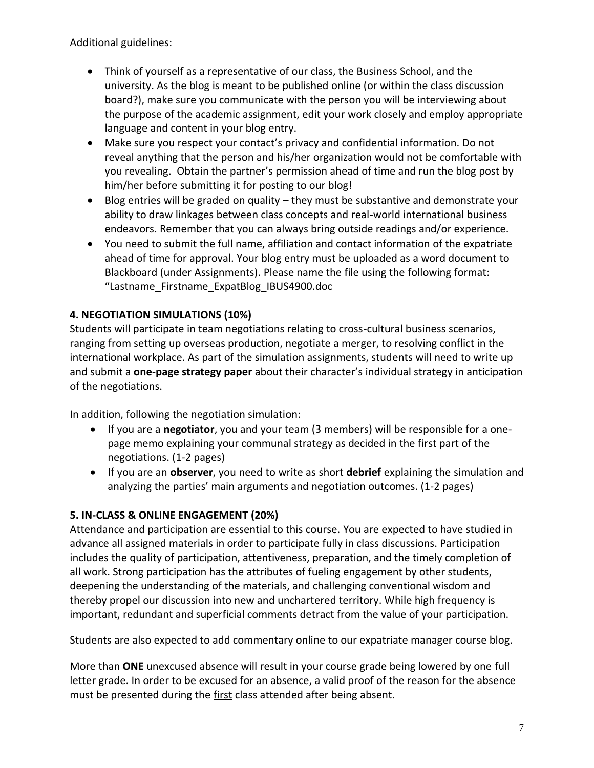Additional guidelines:

- Think of yourself as a representative of our class, the Business School, and the university. As the blog is meant to be published online (or within the class discussion board?), make sure you communicate with the person you will be interviewing about the purpose of the academic assignment, edit your work closely and employ appropriate language and content in your blog entry.
- Make sure you respect your contact's privacy and confidential information. Do not reveal anything that the person and his/her organization would not be comfortable with you revealing. Obtain the partner's permission ahead of time and run the blog post by him/her before submitting it for posting to our blog!
- Blog entries will be graded on quality – they must be substantive and demonstrate your ability to draw linkages between class concepts and real-world international business endeavors. Remember that you can always bring outside readings and/or experience.
- You need to submit the full name, affiliation and contact information of the expatriate ahead of time for approval. Your blog entry must be uploaded as a word document to Blackboard (under Assignments). Please name the file using the following format: "Lastname_Firstname_ExpatBlog_IBUS4900.doc

**4. NEGOTIATION SIMULATIONS (10%)**

Students will participate in team negotiations relating to cross-cultural business scenarios, ranging from setting up overseas production, negotiate a merger, to resolving conflict in the international workplace. As part of the simulation assignments, students will need to write up and submit a **one-page strategy paper** about their character's individual strategy in anticipation of the negotiations.

In addition, following the negotiation simulation:

- If you are a **negotiator**, you and your team (3 members) will be responsible for a one-page memo explaining your communal strategy as decided in the first part of the negotiations. (1-2 pages)
- If you are an **observer**, you need to write as short **debrief** explaining the simulation and analyzing the parties' main arguments and negotiation outcomes. (1-2 pages)

**5. IN-CLASS & ONLINE ENGAGEMENT (20%)**

Attendance and participation are essential to this course. You are expected to have studied in advance all assigned materials in order to participate fully in class discussions. Participation includes the quality of participation, attentiveness, preparation, and the timely completion of all work. Strong participation has the attributes of fueling engagement by other students, deepening the understanding of the materials, and challenging conventional wisdom and thereby propel our discussion into new and unchartered territory. While high frequency is important, redundant and superficial comments detract from the value of your participation.

Students are also expected to add commentary online to our expatriate manager course blog.

More than **ONE** unexcused absence will result in your course grade being lowered by one full letter grade. In order to be excused for an absence, a valid proof of the reason for the absence must be presented during the <u>first</u> class attended after being absent.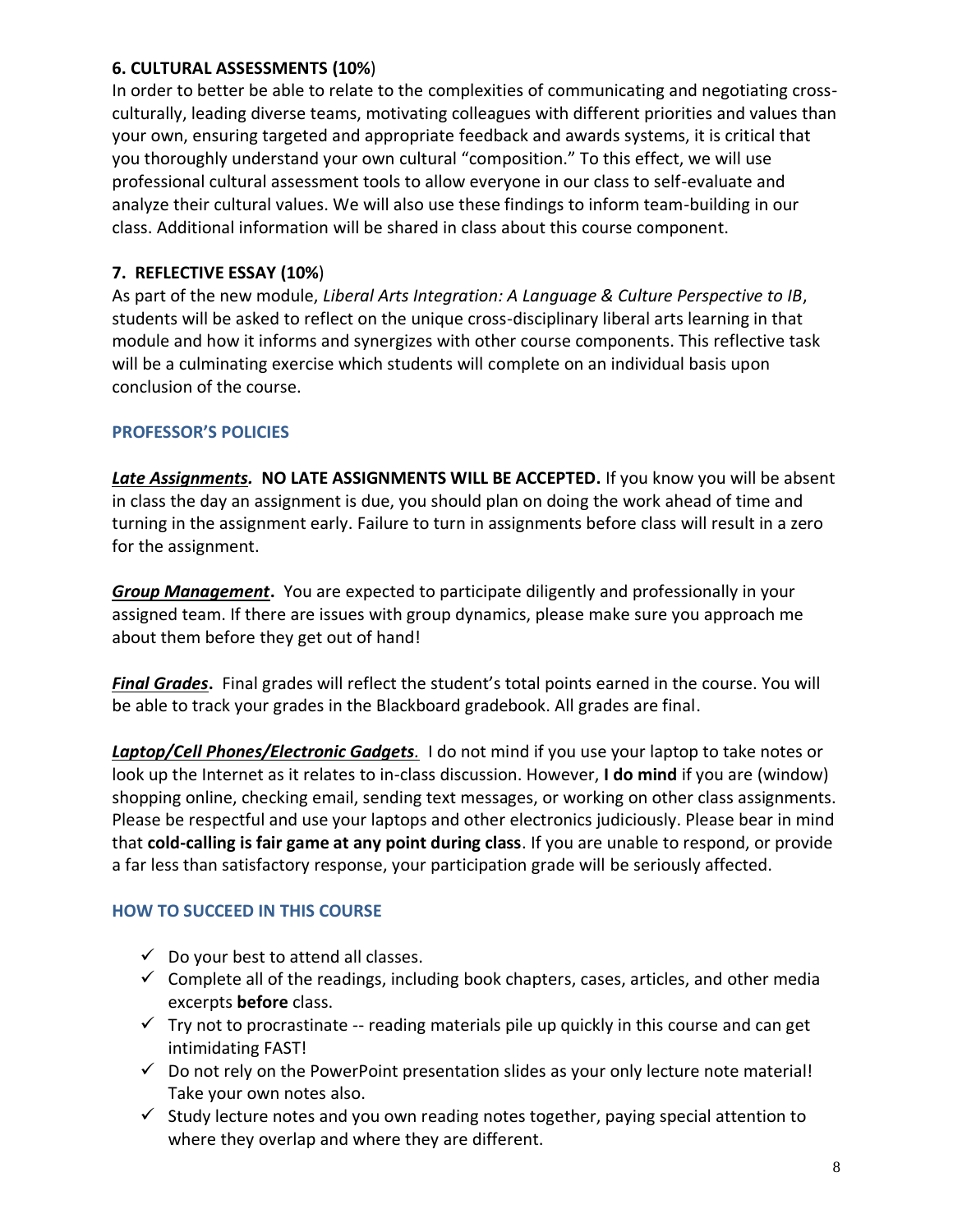### 6. CULTURAL ASSESSMENTS (10%)

In order to better be able to relate to the complexities of communicating and negotiating cross-culturally, leading diverse teams, motivating colleagues with different priorities and values than your own, ensuring targeted and appropriate feedback and awards systems, it is critical that you thoroughly understand your own cultural "composition." To this effect, we will use professional cultural assessment tools to allow everyone in our class to self-evaluate and analyze their cultural values. We will also use these findings to inform team-building in our class. Additional information will be shared in class about this course component.

### 7. REFLECTIVE ESSAY (10%)

As part of the new module, *Liberal Arts Integration: A Language & Culture Perspective to IB*, students will be asked to reflect on the unique cross-disciplinary liberal arts learning in that module and how it informs and synergizes with other course components. This reflective task will be a culminating exercise which students will complete on an individual basis upon conclusion of the course.

## PROFESSOR'S POLICIES

***Late Assignments*.** **NO LATE ASSIGNMENTS WILL BE ACCEPTED.** If you know you will be absent in class the day an assignment is due, you should plan on doing the work ahead of time and turning in the assignment early. Failure to turn in assignments before class will result in a zero for the assignment.

***Group Management*.** You are expected to participate diligently and professionally in your assigned team. If there are issues with group dynamics, please make sure you approach me about them before they get out of hand!

***Final Grades*.** Final grades will reflect the student's total points earned in the course. You will be able to track your grades in the Blackboard gradebook. All grades are final.

***Laptop/Cell Phones/Electronic Gadgets*.** I do not mind if you use your laptop to take notes or look up the Internet as it relates to in-class discussion. However, **I do mind** if you are (window) shopping online, checking email, sending text messages, or working on other class assignments. Please be respectful and use your laptops and other electronics judiciously. Please bear in mind that **cold-calling is fair game at any point during class**. If you are unable to respond, or provide a far less than satisfactory response, your participation grade will be seriously affected.

## HOW TO SUCCEED IN THIS COURSE

- ✓ Do your best to attend all classes.
- ✓ Complete all of the readings, including book chapters, cases, articles, and other media excerpts **before** class.
- ✓ Try not to procrastinate -- reading materials pile up quickly in this course and can get intimidating FAST!
- ✓ Do not rely on the PowerPoint presentation slides as your only lecture note material! Take your own notes also.
- ✓ Study lecture notes and you own reading notes together, paying special attention to where they overlap and where they are different.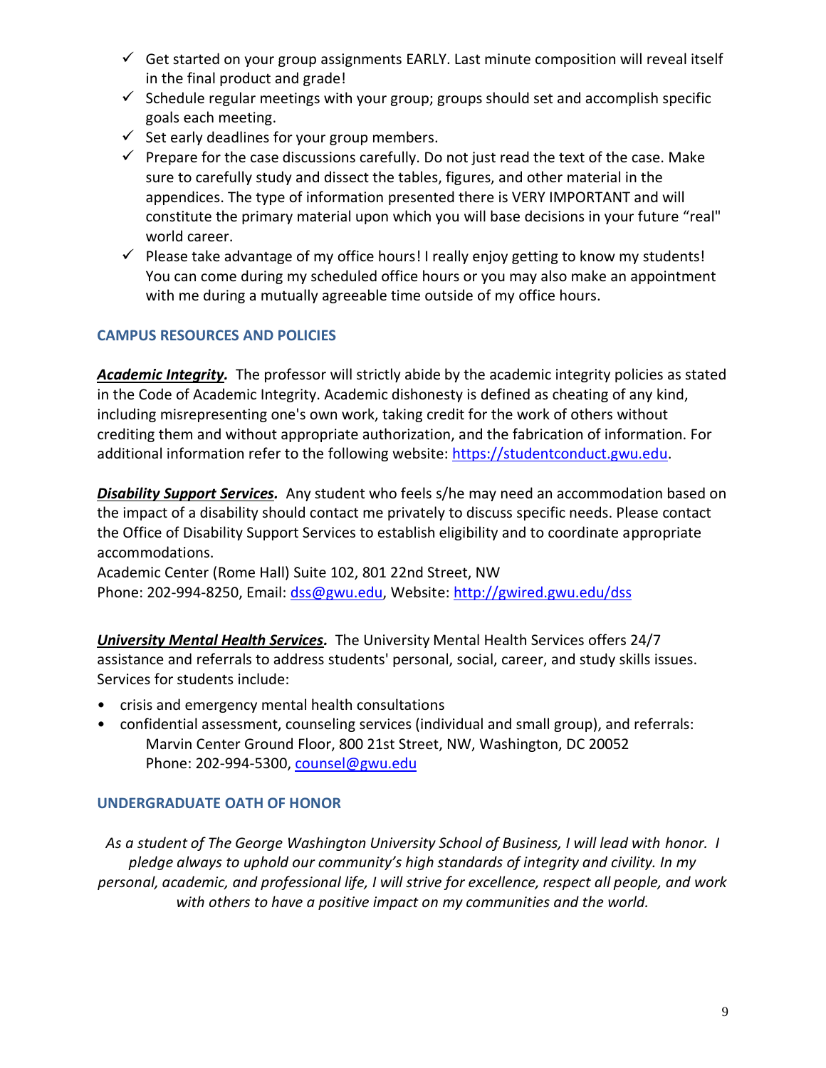- ✓ Get started on your group assignments EARLY. Last minute composition will reveal itself in the final product and grade!
- ✓ Schedule regular meetings with your group; groups should set and accomplish specific goals each meeting.
- ✓ Set early deadlines for your group members.
- ✓ Prepare for the case discussions carefully. Do not just read the text of the case. Make sure to carefully study and dissect the tables, figures, and other material in the appendices. The type of information presented there is VERY IMPORTANT and will constitute the primary material upon which you will base decisions in your future "real" world career.
- ✓ Please take advantage of my office hours! I really enjoy getting to know my students! You can come during my scheduled office hours or you may also make an appointment with me during a mutually agreeable time outside of my office hours.

### CAMPUS RESOURCES AND POLICIES

***Academic Integrity.*** The professor will strictly abide by the academic integrity policies as stated in the Code of Academic Integrity. Academic dishonesty is defined as cheating of any kind, including misrepresenting one's own work, taking credit for the work of others without crediting them and without appropriate authorization, and the fabrication of information. For additional information refer to the following website: https://studentconduct.gwu.edu.

***Disability Support Services.*** Any student who feels s/he may need an accommodation based on the impact of a disability should contact me privately to discuss specific needs. Please contact the Office of Disability Support Services to establish eligibility and to coordinate appropriate accommodations.
Academic Center (Rome Hall) Suite 102, 801 22nd Street, NW
Phone: 202-994-8250, Email: dss@gwu.edu, Website: http://gwired.gwu.edu/dss

***University Mental Health Services.*** The University Mental Health Services offers 24/7 assistance and referrals to address students' personal, social, career, and study skills issues. Services for students include:

- crisis and emergency mental health consultations
- confidential assessment, counseling services (individual and small group), and referrals:
  Marvin Center Ground Floor, 800 21st Street, NW, Washington, DC 20052
  Phone: 202-994-5300, counsel@gwu.edu

### UNDERGRADUATE OATH OF HONOR

*As a student of The George Washington University School of Business, I will lead with honor. I pledge always to uphold our community's high standards of integrity and civility. In my personal, academic, and professional life, I will strive for excellence, respect all people, and work with others to have a positive impact on my communities and the world.*